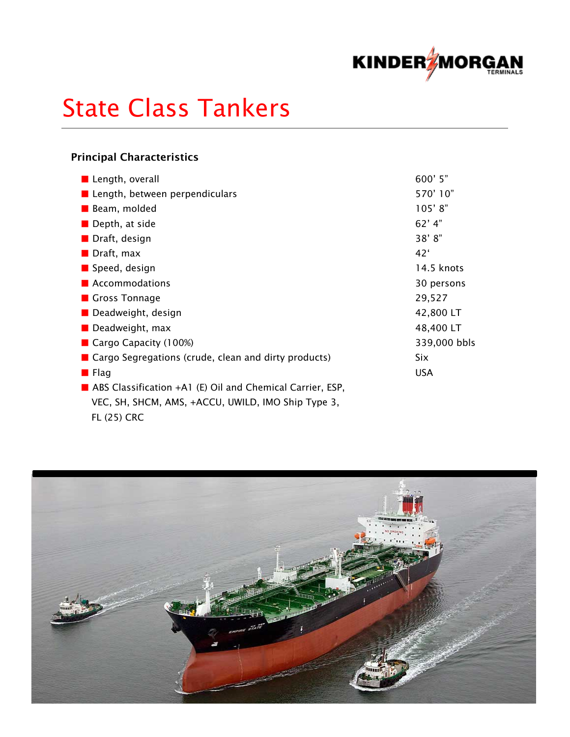# State Class Tankers

## Principal Characteristics

| | |
|---|---|
| Length, overall | 600’ 5” |
| Length, between perpendiculars | 570’ 10” |
| Beam, molded | 105’ 8” |
| Depth, at side | 62’ 4” |
| Draft, design | 38’ 8” |
| Draft, max | 42‘ |
| Speed, design | 14.5 knots |
| Accommodations | 30 persons |
| Gross Tonnage | 29,527 |
| Deadweight, design | 42,800 LT |
| Deadweight, max | 48,400 LT |
| Cargo Capacity (100%) | 339,000 bbls |
| Cargo Segregations (crude, clean and dirty products) | Six |
| Flag | USA |

- ABS Classification +A1 (E) Oil and Chemical Carrier, ESP, VEC, SH, SHCM, AMS, +ACCU, UWILD, IMO Ship Type 3, FL (25) CRC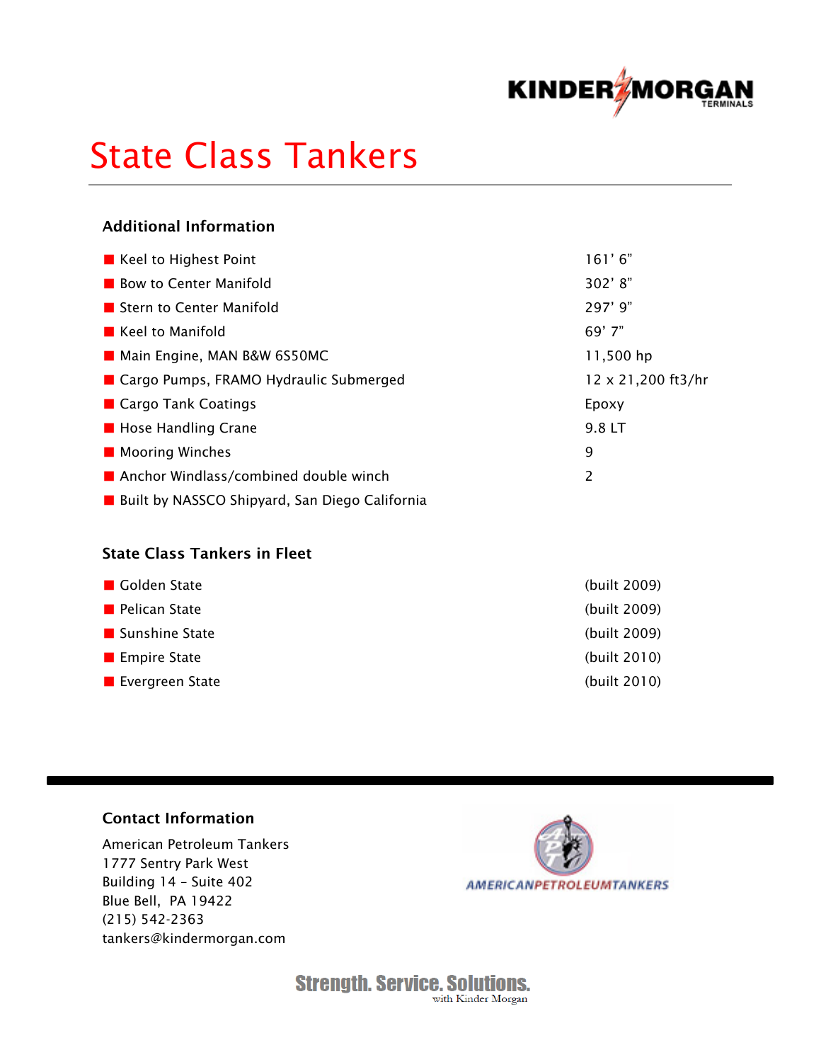# State Class Tankers

## Additional Information

| | |
|---|---|
| Keel to Highest Point | 161' 6" |
| Bow to Center Manifold | 302' 8" |
| Stern to Center Manifold | 297' 9" |
| Keel to Manifold | 69' 7" |
| Main Engine, MAN B&W 6S50MC | 11,500 hp |
| Cargo Pumps, FRAMO Hydraulic Submerged | 12 x 21,200 ft3/hr |
| Cargo Tank Coatings | Epoxy |
| Hose Handling Crane | 9.8 LT |
| Mooring Winches | 9 |
| Anchor Windlass/combined double winch | 2 |
| Built by NASSCO Shipyard, San Diego California | |

## State Class Tankers in Fleet

| | |
|---|---|
| Golden State | (built 2009) |
| Pelican State | (built 2009) |
| Sunshine State | (built 2009) |
| Empire State | (built 2010) |
| Evergreen State | (built 2010) |

## Contact Information

American Petroleum Tankers
1777 Sentry Park West
Building 14 – Suite 402
Blue Bell, PA 19422
(215) 542-2363
tankers@kindermorgan.com

AMERICANPETROLEUMTANKERS

Strength. Service. Solutions.
with Kinder Morgan